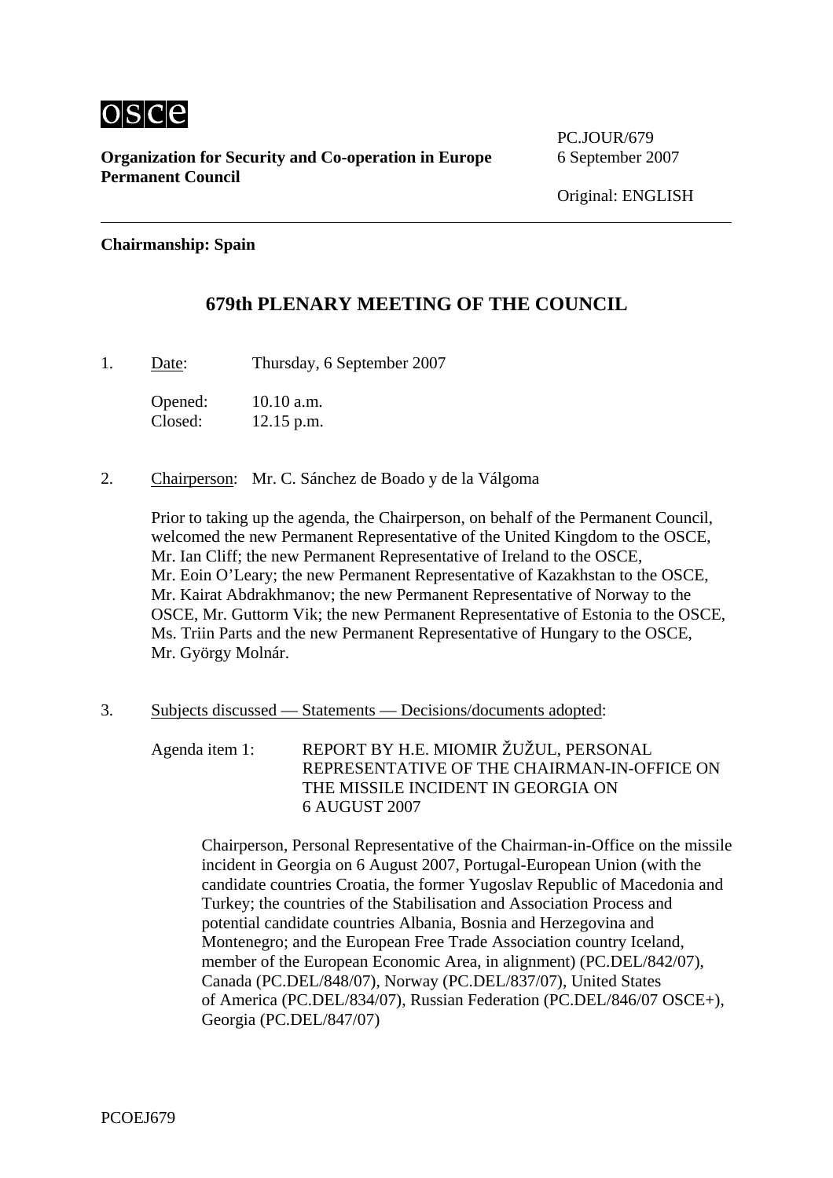osce

**Organization for Security and Co-operation in Europe**
**Permanent Council**

PC.JOUR/679
6 September 2007

Original: ENGLISH

---

**Chairmanship: Spain**

## 679th PLENARY MEETING OF THE COUNCIL

1. Date: Thursday, 6 September 2007

   Opened: 10.10 a.m.
   Closed: 12.15 p.m.

2. Chairperson: Mr. C. Sánchez de Boado y de la Válgoma

   Prior to taking up the agenda, the Chairperson, on behalf of the Permanent Council, welcomed the new Permanent Representative of the United Kingdom to the OSCE, Mr. Ian Cliff; the new Permanent Representative of Ireland to the OSCE, Mr. Eoin O'Leary; the new Permanent Representative of Kazakhstan to the OSCE, Mr. Kairat Abdrakhmanov; the new Permanent Representative of Norway to the OSCE, Mr. Guttorm Vik; the new Permanent Representative of Estonia to the OSCE, Ms. Triin Parts and the new Permanent Representative of Hungary to the OSCE, Mr. György Molnár.

3. Subjects discussed — Statements — Decisions/documents adopted:

   Agenda item 1: REPORT BY H.E. MIOMIR ŽUŽUL, PERSONAL REPRESENTATIVE OF THE CHAIRMAN-IN-OFFICE ON THE MISSILE INCIDENT IN GEORGIA ON 6 AUGUST 2007

   Chairperson, Personal Representative of the Chairman-in-Office on the missile incident in Georgia on 6 August 2007, Portugal-European Union (with the candidate countries Croatia, the former Yugoslav Republic of Macedonia and Turkey; the countries of the Stabilisation and Association Process and potential candidate countries Albania, Bosnia and Herzegovina and Montenegro; and the European Free Trade Association country Iceland, member of the European Economic Area, in alignment) (PC.DEL/842/07), Canada (PC.DEL/848/07), Norway (PC.DEL/837/07), United States of America (PC.DEL/834/07), Russian Federation (PC.DEL/846/07 OSCE+), Georgia (PC.DEL/847/07)

PCOEJ679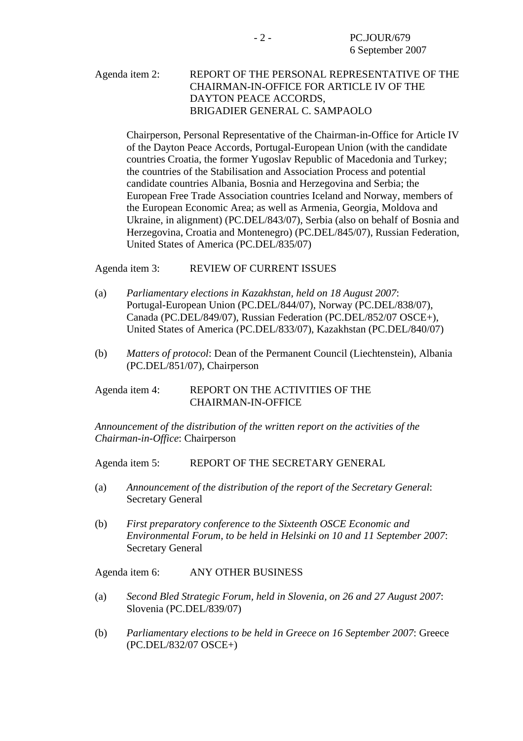Agenda item 2: REPORT OF THE PERSONAL REPRESENTATIVE OF THE CHAIRMAN-IN-OFFICE FOR ARTICLE IV OF THE DAYTON PEACE ACCORDS, BRIGADIER GENERAL C. SAMPAOLO

Chairperson, Personal Representative of the Chairman-in-Office for Article IV of the Dayton Peace Accords, Portugal-European Union (with the candidate countries Croatia, the former Yugoslav Republic of Macedonia and Turkey; the countries of the Stabilisation and Association Process and potential candidate countries Albania, Bosnia and Herzegovina and Serbia; the European Free Trade Association countries Iceland and Norway, members of the European Economic Area; as well as Armenia, Georgia, Moldova and Ukraine, in alignment) (PC.DEL/843/07), Serbia (also on behalf of Bosnia and Herzegovina, Croatia and Montenegro) (PC.DEL/845/07), Russian Federation, United States of America (PC.DEL/835/07)

Agenda item 3: REVIEW OF CURRENT ISSUES

(a) *Parliamentary elections in Kazakhstan, held on 18 August 2007*: Portugal-European Union (PC.DEL/844/07), Norway (PC.DEL/838/07), Canada (PC.DEL/849/07), Russian Federation (PC.DEL/852/07 OSCE+), United States of America (PC.DEL/833/07), Kazakhstan (PC.DEL/840/07)

(b) *Matters of protocol*: Dean of the Permanent Council (Liechtenstein), Albania (PC.DEL/851/07), Chairperson

Agenda item 4: REPORT ON THE ACTIVITIES OF THE CHAIRMAN-IN-OFFICE

*Announcement of the distribution of the written report on the activities of the Chairman-in-Office*: Chairperson

Agenda item 5: REPORT OF THE SECRETARY GENERAL

(a) *Announcement of the distribution of the report of the Secretary General*: Secretary General

(b) *First preparatory conference to the Sixteenth OSCE Economic and Environmental Forum, to be held in Helsinki on 10 and 11 September 2007*: Secretary General

Agenda item 6: ANY OTHER BUSINESS

(a) *Second Bled Strategic Forum, held in Slovenia, on 26 and 27 August 2007*: Slovenia (PC.DEL/839/07)

(b) *Parliamentary elections to be held in Greece on 16 September 2007*: Greece (PC.DEL/832/07 OSCE+)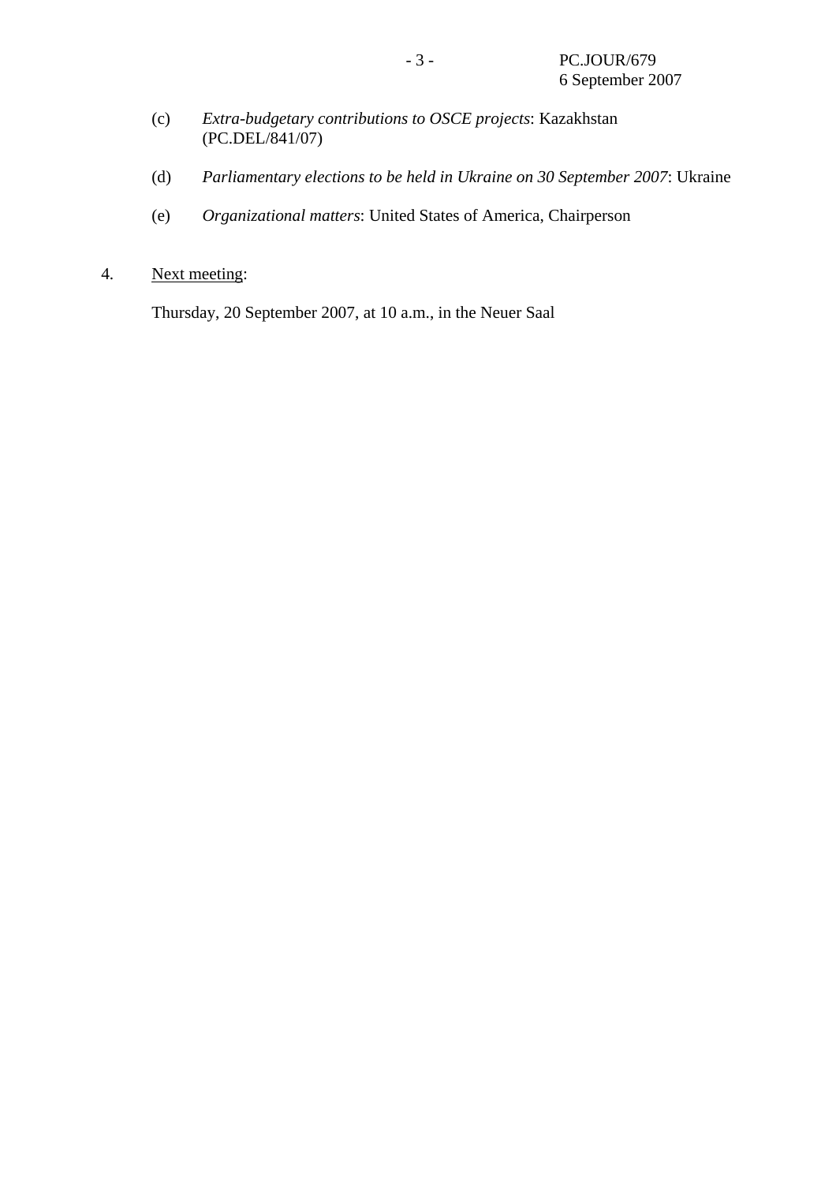(c) *Extra-budgetary contributions to OSCE projects*: Kazakhstan (PC.DEL/841/07)

(d) *Parliamentary elections to be held in Ukraine on 30 September 2007*: Ukraine

(e) *Organizational matters*: United States of America, Chairperson

4. Next meeting:

Thursday, 20 September 2007, at 10 a.m., in the Neuer Saal